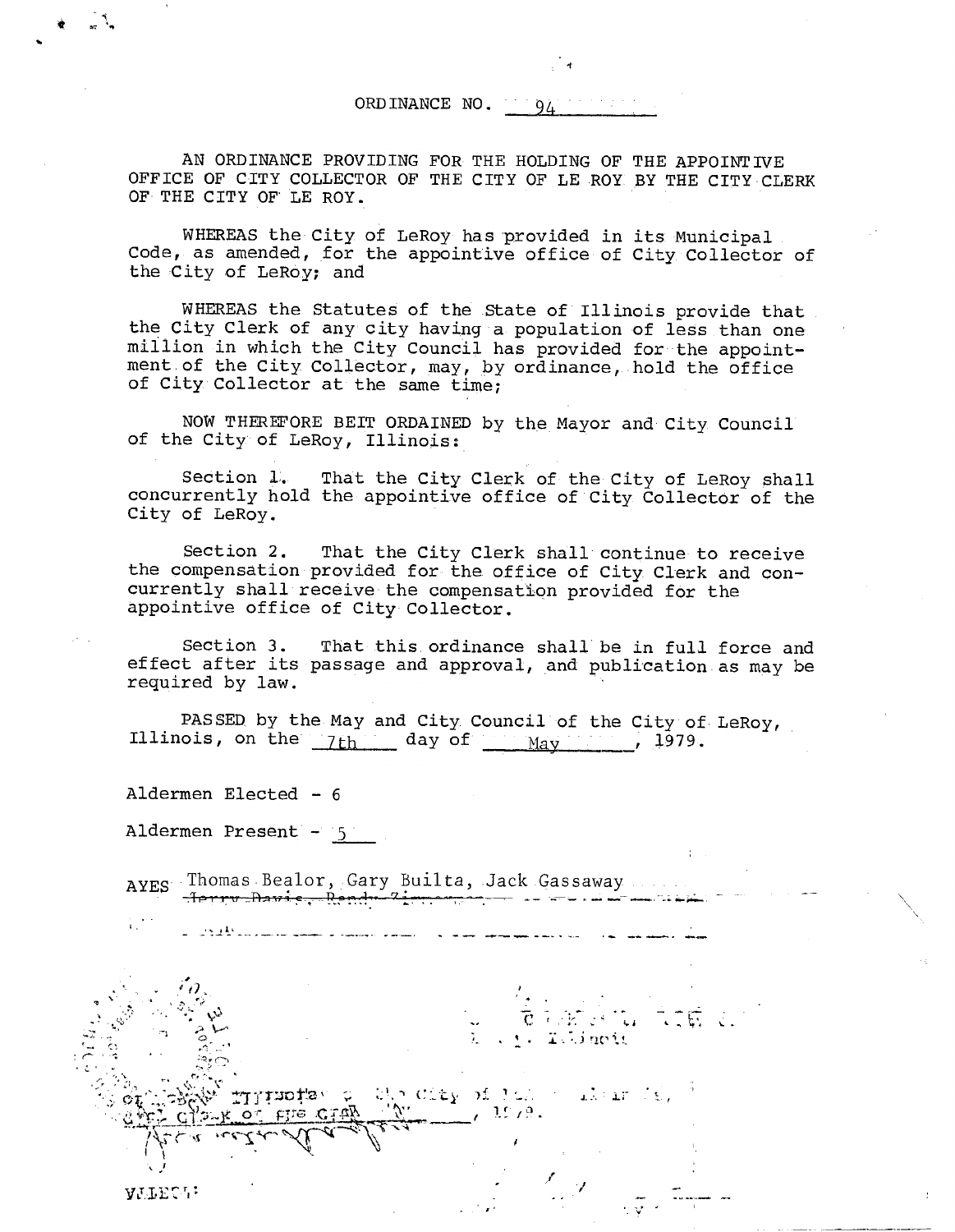ORDINANCE NO. 94

AN ORDINANCE PROVIDING FOR THE HOLDING OF THE APPOINTIVE OFFICE OF CITY COLLECTOR OF THE CITY OF LE ROY BY THE CITY CLERK OF THE CITY OF LE ROY.

WHEREAS the City of LeRoy has provided in its Municipal Code, as amended, for the appointive office of City Collector of the City of LeRoy; and

WHEREAS the Statutes of the State of Illinois provide that the City Clerk of any city having a population of less than one million in which the City Council has provided for the appointment of the City Collector, may, by ordinance, hold the office of City Collector at the same time;

NOW THEREFORE BEIT ORDAINED by the Mayor and City Council of the City of LeRoy, Illinois:

Section 1. That the City Clerk of the City of LeRoy shall concurrently hold the appointive office of City Collector of the City of LeRoy.

Section 2. That the City Clerk shall continue to receive the compensation provided for the office of City Clerk and concurrently shall receive the compensation provided for the appointive office of City Collector.

Section 3. That this ordinance shall be in full force and effect after its passage and approval, and publication as may be required by law.

PASSED by the May and City Council of the City of LeRoy, Illinois, on the 7th day of May, 1979.

Aldermen Elected - 6

Aldermen Present - 5

AYES Thomas Bealor, Gary Builta, Jack Gassaway ~~Terry Davis, Randy Zimmerman~~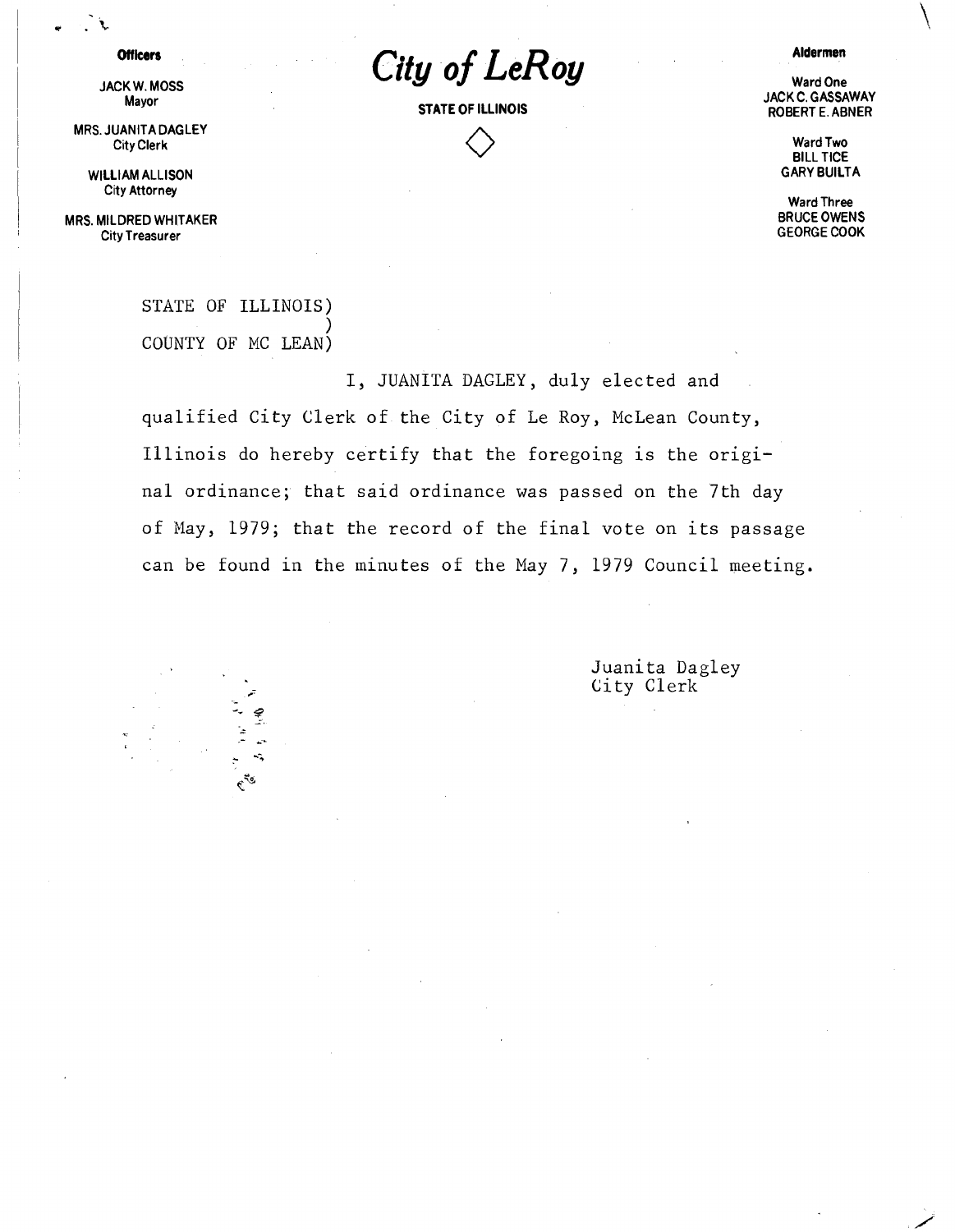**Officers**

JACK W. MOSS
Mayor

MRS. JUANITA DAGLEY
City Clerk

WILLIAM ALLISON
City Attorney

MRS. MILDRED WHITAKER
City Treasurer

# *City of LeRoy*

**STATE OF ILLINOIS**

**Aldermen**

Ward One
JACK C. GASSAWAY
ROBERT E. ABNER

Ward Two
BILL TICE
GARY BUILTA

Ward Three
BRUCE OWENS
GEORGE COOK

STATE OF ILLINOIS)
)
COUNTY OF MC LEAN)

I, JUANITA DAGLEY, duly elected and qualified City Clerk of the City of Le Roy, McLean County, Illinois do hereby certify that the foregoing is the original ordinance; that said ordinance was passed on the 7th day of May, 1979; that the record of the final vote on its passage can be found in the minutes of the May 7, 1979 Council meeting.

Juanita Dagley
City Clerk